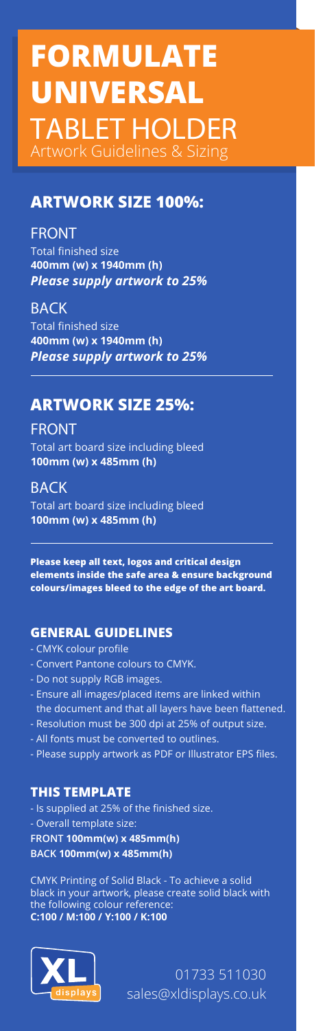# FORMULATE UNIVERSAL

## TABLET HOLDER

Artwork Guidelines & Sizing

## ARTWORK SIZE 100%:

### FRONT

Total finished size
**400mm (w) x 1940mm (h)**
***Please supply artwork to 25%***

### BACK

Total finished size
**400mm (w) x 1940mm (h)**
***Please supply artwork to 25%***

## ARTWORK SIZE 25%:

### FRONT

Total art board size including bleed
**100mm (w) x 485mm (h)**

### BACK

Total art board size including bleed
**100mm (w) x 485mm (h)**

**Please keep all text, logos and critical design elements inside the safe area & ensure background colours/images bleed to the edge of the art board.**

### GENERAL GUIDELINES

- CMYK colour profile
- Convert Pantone colours to CMYK.
- Do not supply RGB images.
- Ensure all images/placed items are linked within the document and that all layers have been flattened.
- Resolution must be 300 dpi at 25% of output size.
- All fonts must be converted to outlines.
- Please supply artwork as PDF or Illustrator EPS files.

### THIS TEMPLATE

- Is supplied at 25% of the finished size.
- Overall template size:

**FRONT 100mm(w) x 485mm(h)**
**BACK 100mm(w) x 485mm(h)**

CMYK Printing of Solid Black - To achieve a solid black in your artwork, please create solid black with the following colour reference:
**C:100 / M:100 / Y:100 / K:100**

XL displays

01733 511030
sales@xldisplays.co.uk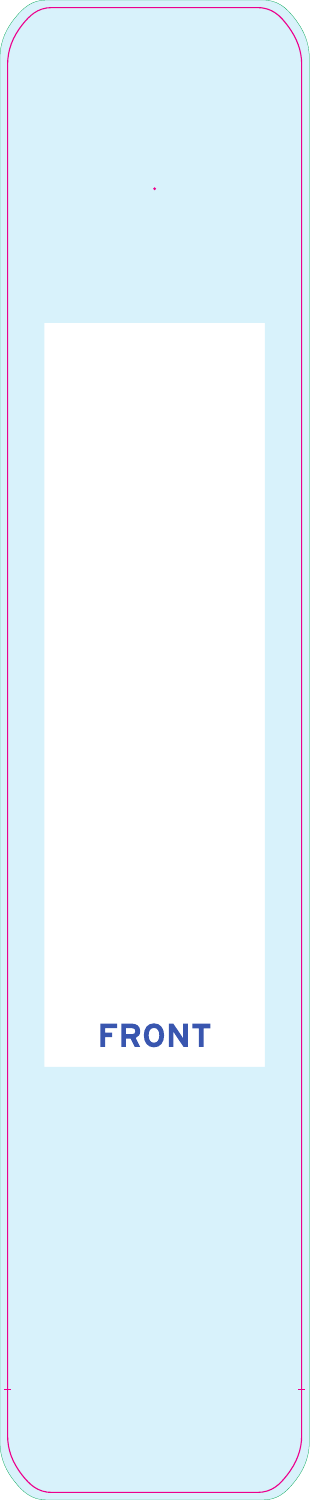FRONT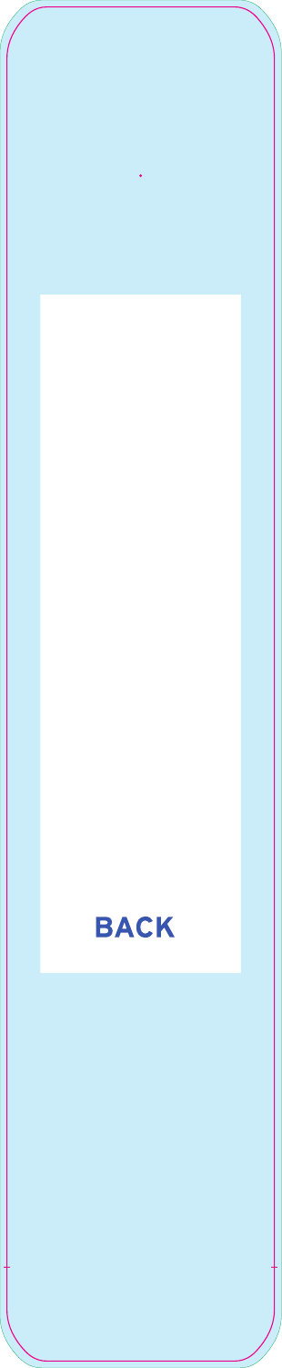BACK